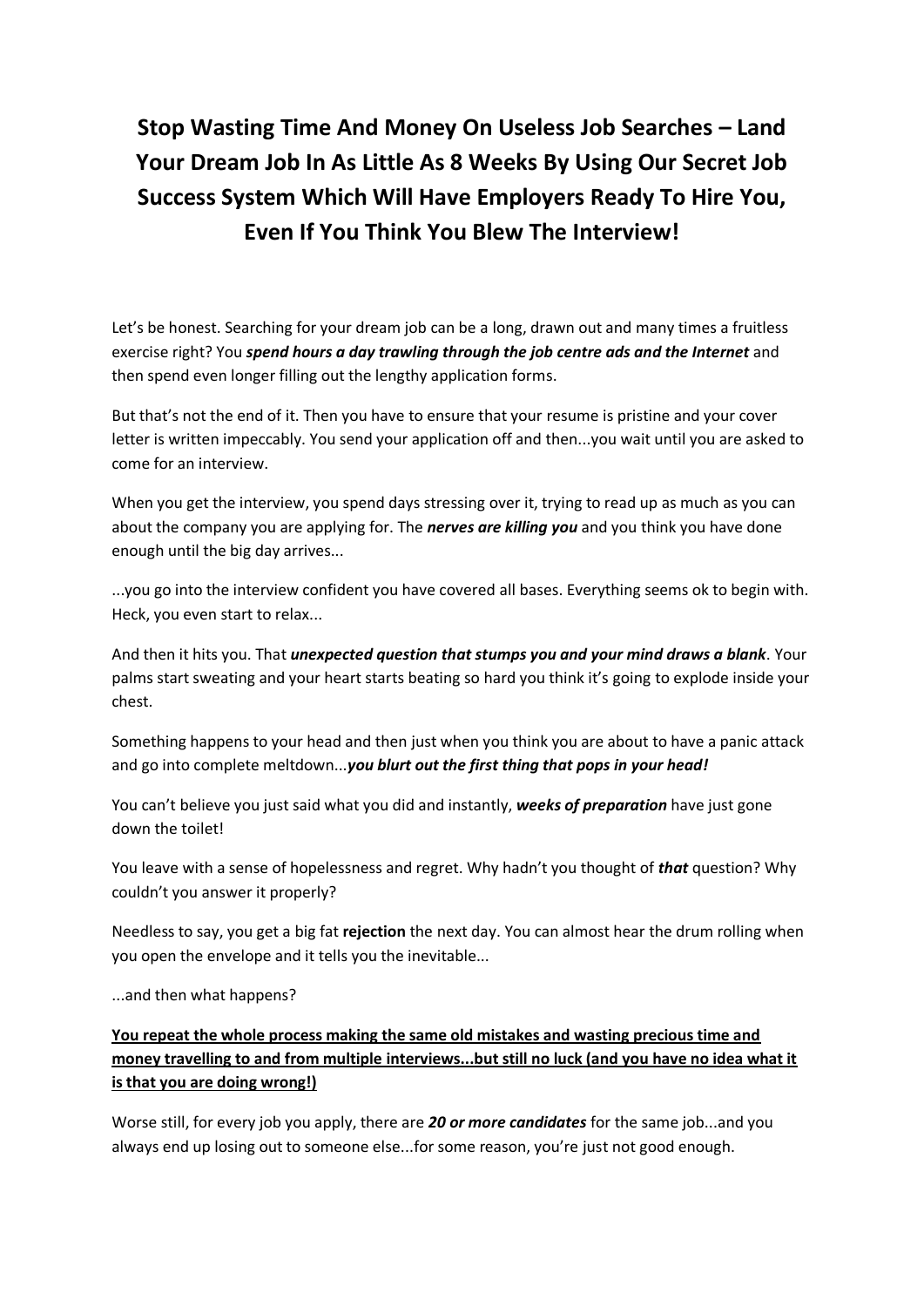# Stop Wasting Time And Money On Useless Job Searches – Land Your Dream Job In As Little As 8 Weeks By Using Our Secret Job Success System Which Will Have Employers Ready To Hire You, Even If You Think You Blew The Interview!

Let's be honest. Searching for your dream job can be a long, drawn out and many times a fruitless exercise right? You ***spend hours a day trawling through the job centre ads and the Internet*** and then spend even longer filling out the lengthy application forms.

But that's not the end of it. Then you have to ensure that your resume is pristine and your cover letter is written impeccably. You send your application off and then...you wait until you are asked to come for an interview.

When you get the interview, you spend days stressing over it, trying to read up as much as you can about the company you are applying for. The ***nerves are killing you*** and you think you have done enough until the big day arrives...

...you go into the interview confident you have covered all bases. Everything seems ok to begin with. Heck, you even start to relax...

And then it hits you. That ***unexpected question that stumps you and your mind draws a blank***. Your palms start sweating and your heart starts beating so hard you think it's going to explode inside your chest.

Something happens to your head and then just when you think you are about to have a panic attack and go into complete meltdown...***you blurt out the first thing that pops in your head!***

You can't believe you just said what you did and instantly, ***weeks of preparation*** have just gone down the toilet!

You leave with a sense of hopelessness and regret. Why hadn't you thought of ***that*** question? Why couldn't you answer it properly?

Needless to say, you get a big fat **rejection** the next day. You can almost hear the drum rolling when you open the envelope and it tells you the inevitable...

...and then what happens?

<u>**You repeat the whole process making the same old mistakes and wasting precious time and money travelling to and from multiple interviews...but still no luck (and you have no idea what it is that you are doing wrong!)**</u>

Worse still, for every job you apply, there are ***20 or more candidates*** for the same job...and you always end up losing out to someone else...for some reason, you're just not good enough.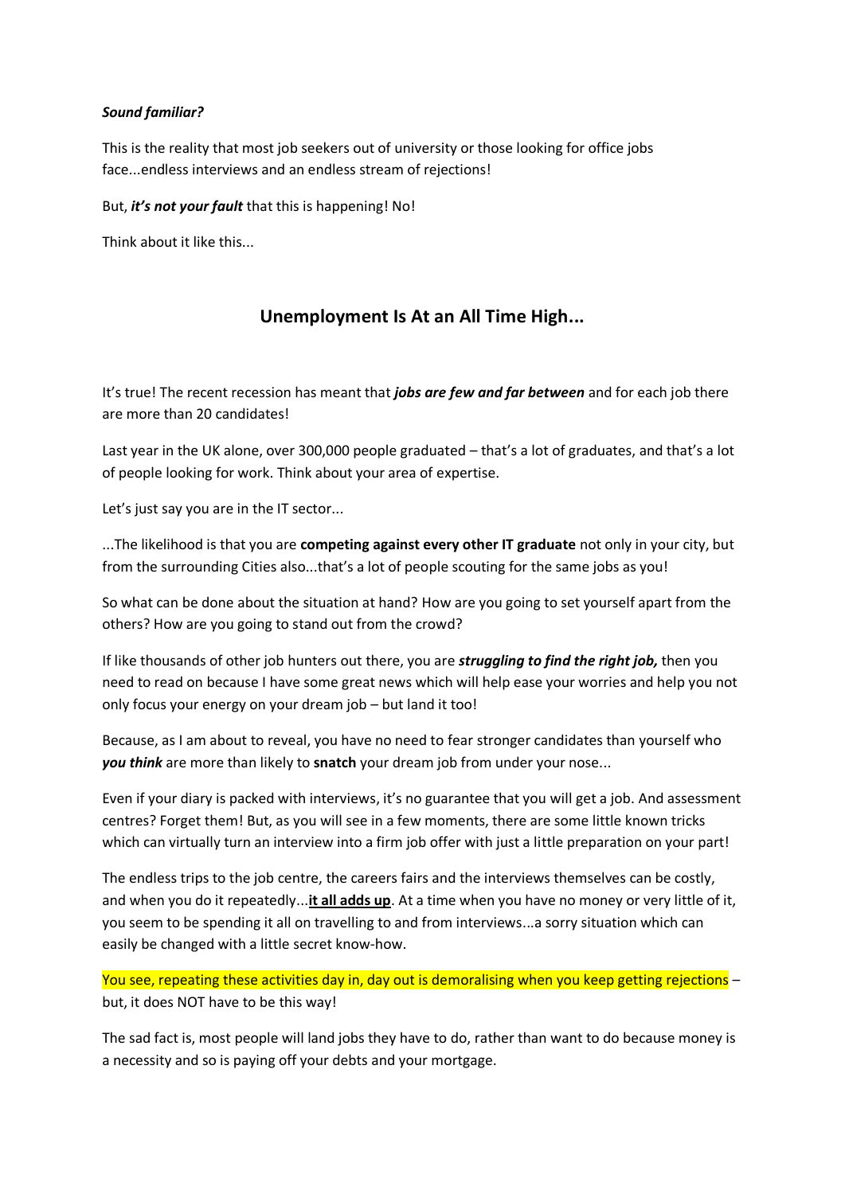***Sound familiar?***

This is the reality that most job seekers out of university or those looking for office jobs face...endless interviews and an endless stream of rejections!

But, ***it's not your fault*** that this is happening! No!

Think about it like this...

## Unemployment Is At an All Time High...

It's true! The recent recession has meant that ***jobs are few and far between*** and for each job there are more than 20 candidates!

Last year in the UK alone, over 300,000 people graduated – that's a lot of graduates, and that's a lot of people looking for work. Think about your area of expertise.

Let's just say you are in the IT sector...

...The likelihood is that you are **competing against every other IT graduate** not only in your city, but from the surrounding Cities also...that's a lot of people scouting for the same jobs as you!

So what can be done about the situation at hand? How are you going to set yourself apart from the others? How are you going to stand out from the crowd?

If like thousands of other job hunters out there, you are ***struggling to find the right job,*** then you need to read on because I have some great news which will help ease your worries and help you not only focus your energy on your dream job – but land it too!

Because, as I am about to reveal, you have no need to fear stronger candidates than yourself who ***you think*** are more than likely to **snatch** your dream job from under your nose...

Even if your diary is packed with interviews, it's no guarantee that you will get a job. And assessment centres? Forget them! But, as you will see in a few moments, there are some little known tricks which can virtually turn an interview into a firm job offer with just a little preparation on your part!

The endless trips to the job centre, the careers fairs and the interviews themselves can be costly, and when you do it repeatedly...**it all adds up**. At a time when you have no money or very little of it, you seem to be spending it all on travelling to and from interviews...a sorry situation which can easily be changed with a little secret know-how.

You see, repeating these activities day in, day out is demoralising when you keep getting rejections – but, it does NOT have to be this way!

The sad fact is, most people will land jobs they have to do, rather than want to do because money is a necessity and so is paying off your debts and your mortgage.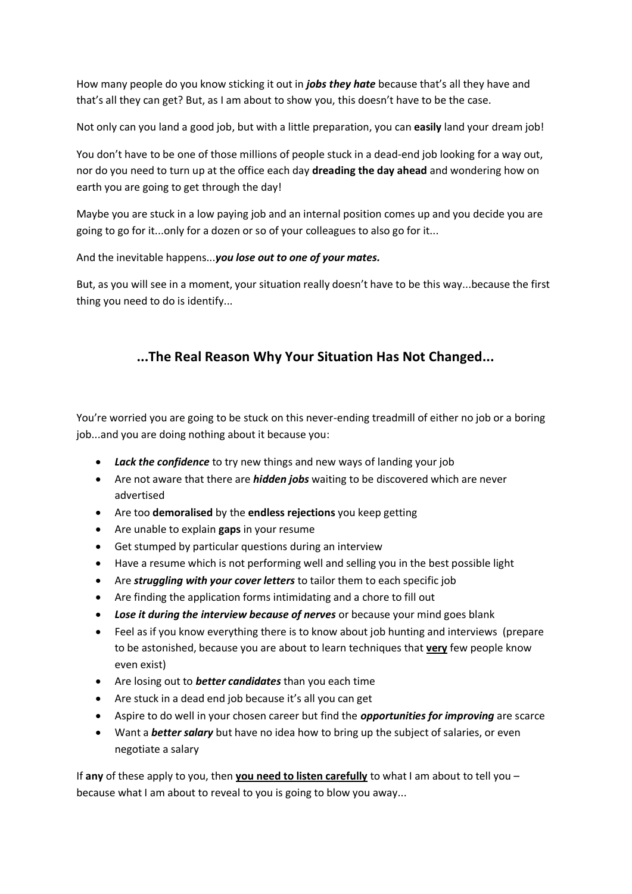How many people do you know sticking it out in ***jobs they hate*** because that's all they have and that's all they can get? But, as I am about to show you, this doesn't have to be the case.

Not only can you land a good job, but with a little preparation, you can **easily** land your dream job!

You don't have to be one of those millions of people stuck in a dead-end job looking for a way out, nor do you need to turn up at the office each day **dreading the day ahead** and wondering how on earth you are going to get through the day!

Maybe you are stuck in a low paying job and an internal position comes up and you decide you are going to go for it...only for a dozen or so of your colleagues to also go for it...

And the inevitable happens...***you lose out to one of your mates.***

But, as you will see in a moment, your situation really doesn't have to be this way...because the first thing you need to do is identify...

## ...The Real Reason Why Your Situation Has Not Changed...

You're worried you are going to be stuck on this never-ending treadmill of either no job or a boring job...and you are doing nothing about it because you:

- ***Lack the confidence*** to try new things and new ways of landing your job
- Are not aware that there are ***hidden jobs*** waiting to be discovered which are never advertised
- Are too **demoralised** by the **endless rejections** you keep getting
- Are unable to explain **gaps** in your resume
- Get stumped by particular questions during an interview
- Have a resume which is not performing well and selling you in the best possible light
- Are ***struggling with your cover letters*** to tailor them to each specific job
- Are finding the application forms intimidating and a chore to fill out
- ***Lose it during the interview because of nerves*** or because your mind goes blank
- Feel as if you know everything there is to know about job hunting and interviews (prepare to be astonished, because you are about to learn techniques that <u>**very**</u> few people know even exist)
- Are losing out to ***better candidates*** than you each time
- Are stuck in a dead end job because it's all you can get
- Aspire to do well in your chosen career but find the ***opportunities for improving*** are scarce
- Want a ***better salary*** but have no idea how to bring up the subject of salaries, or even negotiate a salary

If **any** of these apply to you, then <u>**you need to listen carefully**</u> to what I am about to tell you – because what I am about to reveal to you is going to blow you away...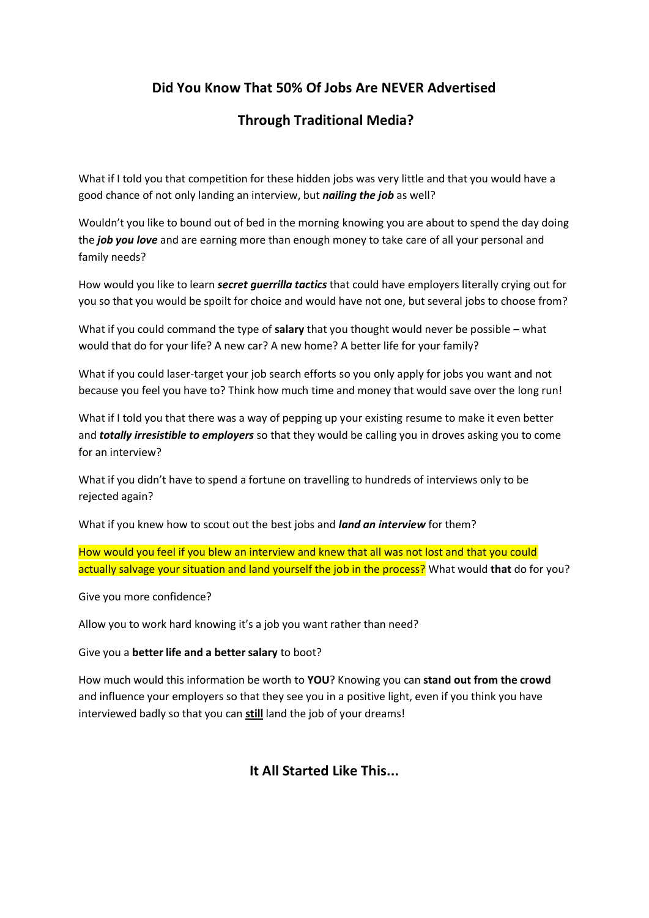## Did You Know That 50% Of Jobs Are NEVER Advertised Through Traditional Media?

What if I told you that competition for these hidden jobs was very little and that you would have a good chance of not only landing an interview, but ***nailing the job*** as well?

Wouldn't you like to bound out of bed in the morning knowing you are about to spend the day doing the ***job you love*** and are earning more than enough money to take care of all your personal and family needs?

How would you like to learn ***secret guerrilla tactics*** that could have employers literally crying out for you so that you would be spoilt for choice and would have not one, but several jobs to choose from?

What if you could command the type of **salary** that you thought would never be possible – what would that do for your life? A new car? A new home? A better life for your family?

What if you could laser-target your job search efforts so you only apply for jobs you want and not because you feel you have to? Think how much time and money that would save over the long run!

What if I told you that there was a way of pepping up your existing resume to make it even better and ***totally irresistible to employers*** so that they would be calling you in droves asking you to come for an interview?

What if you didn't have to spend a fortune on travelling to hundreds of interviews only to be rejected again?

What if you knew how to scout out the best jobs and ***land an interview*** for them?

How would you feel if you blew an interview and knew that all was not lost and that you could actually salvage your situation and land yourself the job in the process? What would **that** do for you?

Give you more confidence?

Allow you to work hard knowing it's a job you want rather than need?

Give you a **better life and a better salary** to boot?

How much would this information be worth to **YOU**? Knowing you can **stand out from the crowd** and influence your employers so that they see you in a positive light, even if you think you have interviewed badly so that you can **<u>still</u>** land the job of your dreams!

## It All Started Like This...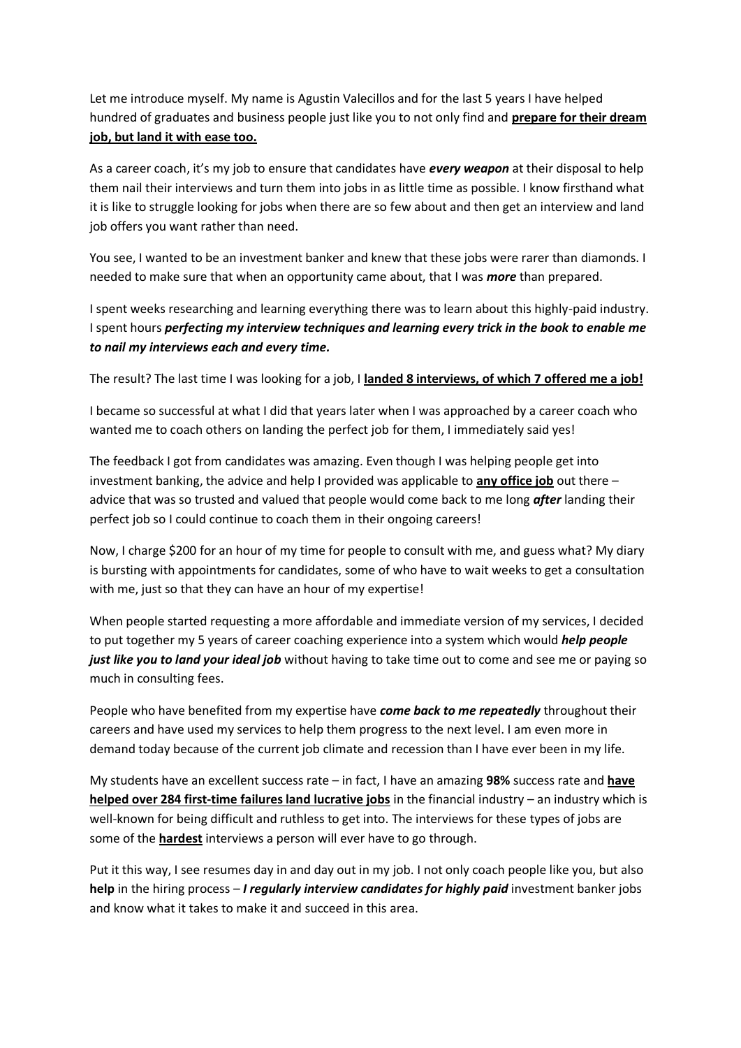Let me introduce myself. My name is Agustin Valecillos and for the last 5 years I have helped hundred of graduates and business people just like you to not only find and **<u>prepare for their dream job, but land it with ease too.</u>**

As a career coach, it's my job to ensure that candidates have ***every weapon*** at their disposal to help them nail their interviews and turn them into jobs in as little time as possible. I know firsthand what it is like to struggle looking for jobs when there are so few about and then get an interview and land job offers you want rather than need.

You see, I wanted to be an investment banker and knew that these jobs were rarer than diamonds. I needed to make sure that when an opportunity came about, that I was ***more*** than prepared.

I spent weeks researching and learning everything there was to learn about this highly-paid industry. I spent hours ***perfecting my interview techniques and learning every trick in the book to enable me to nail my interviews each and every time.***

The result? The last time I was looking for a job, I **<u>landed 8 interviews, of which 7 offered me a job!</u>**

I became so successful at what I did that years later when I was approached by a career coach who wanted me to coach others on landing the perfect job for them, I immediately said yes!

The feedback I got from candidates was amazing. Even though I was helping people get into investment banking, the advice and help I provided was applicable to **<u>any office job</u>** out there – advice that was so trusted and valued that people would come back to me long ***after*** landing their perfect job so I could continue to coach them in their ongoing careers!

Now, I charge $200 for an hour of my time for people to consult with me, and guess what? My diary is bursting with appointments for candidates, some of who have to wait weeks to get a consultation with me, just so that they can have an hour of my expertise!

When people started requesting a more affordable and immediate version of my services, I decided to put together my 5 years of career coaching experience into a system which would ***help people just like you to land your ideal job*** without having to take time out to come and see me or paying so much in consulting fees.

People who have benefited from my expertise have ***come back to me repeatedly*** throughout their careers and have used my services to help them progress to the next level. I am even more in demand today because of the current job climate and recession than I have ever been in my life.

My students have an excellent success rate – in fact, I have an amazing **98%** success rate and **<u>have helped over 284 first-time failures land lucrative jobs</u>** in the financial industry – an industry which is well-known for being difficult and ruthless to get into. The interviews for these types of jobs are some of the **<u>hardest</u>** interviews a person will ever have to go through.

Put it this way, I see resumes day in and day out in my job. I not only coach people like you, but also **help** in the hiring process – ***I regularly interview candidates for highly paid*** investment banker jobs and know what it takes to make it and succeed in this area.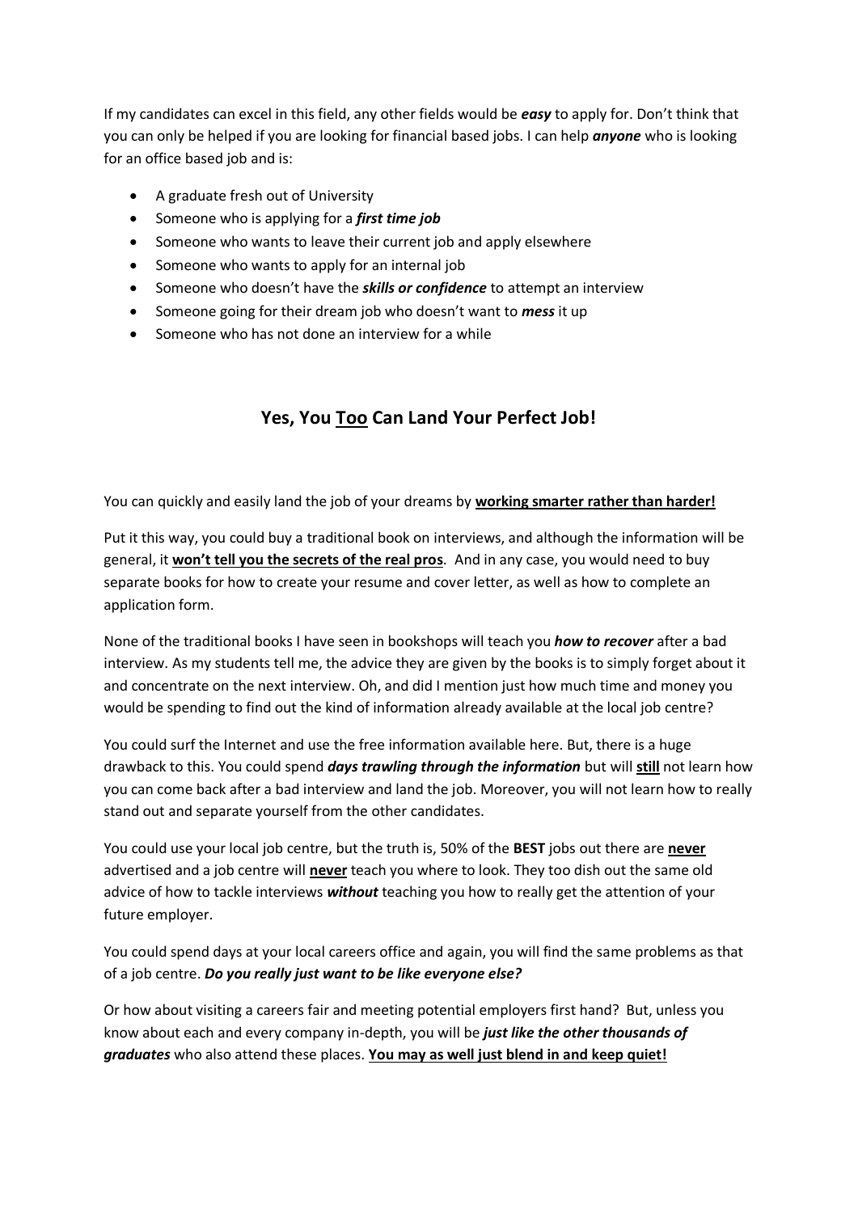If my candidates can excel in this field, any other fields would be ***easy*** to apply for. Don't think that you can only be helped if you are looking for financial based jobs. I can help ***anyone*** who is looking for an office based job and is:

- A graduate fresh out of University
- Someone who is applying for a ***first time job***
- Someone who wants to leave their current job and apply elsewhere
- Someone who wants to apply for an internal job
- Someone who doesn't have the ***skills or confidence*** to attempt an interview
- Someone going for their dream job who doesn't want to ***mess*** it up
- Someone who has not done an interview for a while

## Yes, You <u>Too</u> Can Land Your Perfect Job!

You can quickly and easily land the job of your dreams by <u>**working smarter rather than harder!**</u>

Put it this way, you could buy a traditional book on interviews, and although the information will be general, it <u>**won't tell you the secrets of the real pros**</u>. And in any case, you would need to buy separate books for how to create your resume and cover letter, as well as how to complete an application form.

None of the traditional books I have seen in bookshops will teach you ***how to recover*** after a bad interview. As my students tell me, the advice they are given by the books is to simply forget about it and concentrate on the next interview. Oh, and did I mention just how much time and money you would be spending to find out the kind of information already available at the local job centre?

You could surf the Internet and use the free information available here. But, there is a huge drawback to this. You could spend ***days trawling through the information*** but will <u>**still**</u> not learn how you can come back after a bad interview and land the job. Moreover, you will not learn how to really stand out and separate yourself from the other candidates.

You could use your local job centre, but the truth is, 50% of the **BEST** jobs out there are <u>**never**</u> advertised and a job centre will <u>**never**</u> teach you where to look. They too dish out the same old advice of how to tackle interviews ***without*** teaching you how to really get the attention of your future employer.

You could spend days at your local careers office and again, you will find the same problems as that of a job centre. ***Do you really just want to be like everyone else?***

Or how about visiting a careers fair and meeting potential employers first hand? But, unless you know about each and every company in-depth, you will be ***just like the other thousands of graduates*** who also attend these places. <u>**You may as well just blend in and keep quiet!**</u>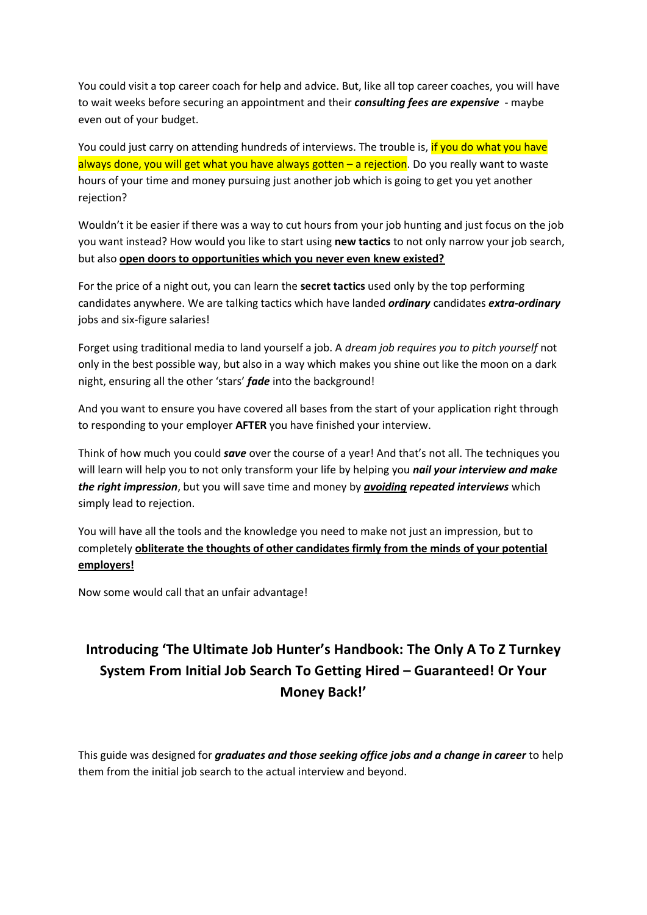You could visit a top career coach for help and advice. But, like all top career coaches, you will have to wait weeks before securing an appointment and their ***consulting fees are expensive*** - maybe even out of your budget.

You could just carry on attending hundreds of interviews. The trouble is, if you do what you have always done, you will get what you have always gotten – a rejection. Do you really want to waste hours of your time and money pursuing just another job which is going to get you yet another rejection?

Wouldn't it be easier if there was a way to cut hours from your job hunting and just focus on the job you want instead? How would you like to start using **new tactics** to not only narrow your job search, but also **<u>open doors to opportunities which you never even knew existed?</u>**

For the price of a night out, you can learn the **secret tactics** used only by the top performing candidates anywhere. We are talking tactics which have landed ***ordinary*** candidates ***extra-ordinary*** jobs and six-figure salaries!

Forget using traditional media to land yourself a job. A *dream job requires you to pitch yourself* not only in the best possible way, but also in a way which makes you shine out like the moon on a dark night, ensuring all the other 'stars' ***fade*** into the background!

And you want to ensure you have covered all bases from the start of your application right through to responding to your employer **AFTER** you have finished your interview.

Think of how much you could ***save*** over the course of a year! And that's not all. The techniques you will learn will help you to not only transform your life by helping you ***nail your interview and make the right impression***, but you will save time and money by ***<u>avoiding</u> repeated interviews*** which simply lead to rejection.

You will have all the tools and the knowledge you need to make not just an impression, but to completely **<u>obliterate the thoughts of other candidates firmly from the minds of your potential employers!</u>**

Now some would call that an unfair advantage!

## Introducing 'The Ultimate Job Hunter's Handbook: The Only A To Z Turnkey System From Initial Job Search To Getting Hired – Guaranteed! Or Your Money Back!'

This guide was designed for ***graduates and those seeking office jobs and a change in career*** to help them from the initial job search to the actual interview and beyond.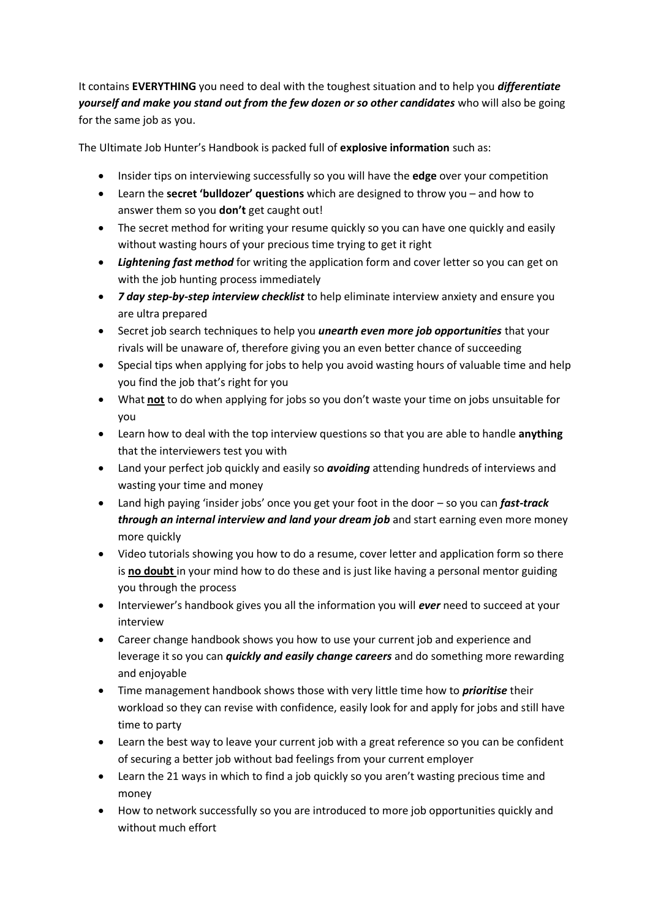It contains **EVERYTHING** you need to deal with the toughest situation and to help you ***differentiate yourself and make you stand out from the few dozen or so other candidates*** who will also be going for the same job as you.

The Ultimate Job Hunter's Handbook is packed full of **explosive information** such as:

- Insider tips on interviewing successfully so you will have the **edge** over your competition
- Learn the **secret 'bulldozer' questions** which are designed to throw you – and how to answer them so you **don't** get caught out!
- The secret method for writing your resume quickly so you can have one quickly and easily without wasting hours of your precious time trying to get it right
- ***Lightening fast method*** for writing the application form and cover letter so you can get on with the job hunting process immediately
- ***7 day step-by-step interview checklist*** to help eliminate interview anxiety and ensure you are ultra prepared
- Secret job search techniques to help you ***unearth even more job opportunities*** that your rivals will be unaware of, therefore giving you an even better chance of succeeding
- Special tips when applying for jobs to help you avoid wasting hours of valuable time and help you find the job that's right for you
- What <u>**not**</u> to do when applying for jobs so you don't waste your time on jobs unsuitable for you
- Learn how to deal with the top interview questions so that you are able to handle **anything** that the interviewers test you with
- Land your perfect job quickly and easily so ***avoiding*** attending hundreds of interviews and wasting your time and money
- Land high paying 'insider jobs' once you get your foot in the door – so you can ***fast-track through an internal interview and land your dream job*** and start earning even more money more quickly
- Video tutorials showing you how to do a resume, cover letter and application form so there is <u>**no doubt**</u> in your mind how to do these and is just like having a personal mentor guiding you through the process
- Interviewer's handbook gives you all the information you will ***ever*** need to succeed at your interview
- Career change handbook shows you how to use your current job and experience and leverage it so you can ***quickly and easily change careers*** and do something more rewarding and enjoyable
- Time management handbook shows those with very little time how to ***prioritise*** their workload so they can revise with confidence, easily look for and apply for jobs and still have time to party
- Learn the best way to leave your current job with a great reference so you can be confident of securing a better job without bad feelings from your current employer
- Learn the 21 ways in which to find a job quickly so you aren't wasting precious time and money
- How to network successfully so you are introduced to more job opportunities quickly and without much effort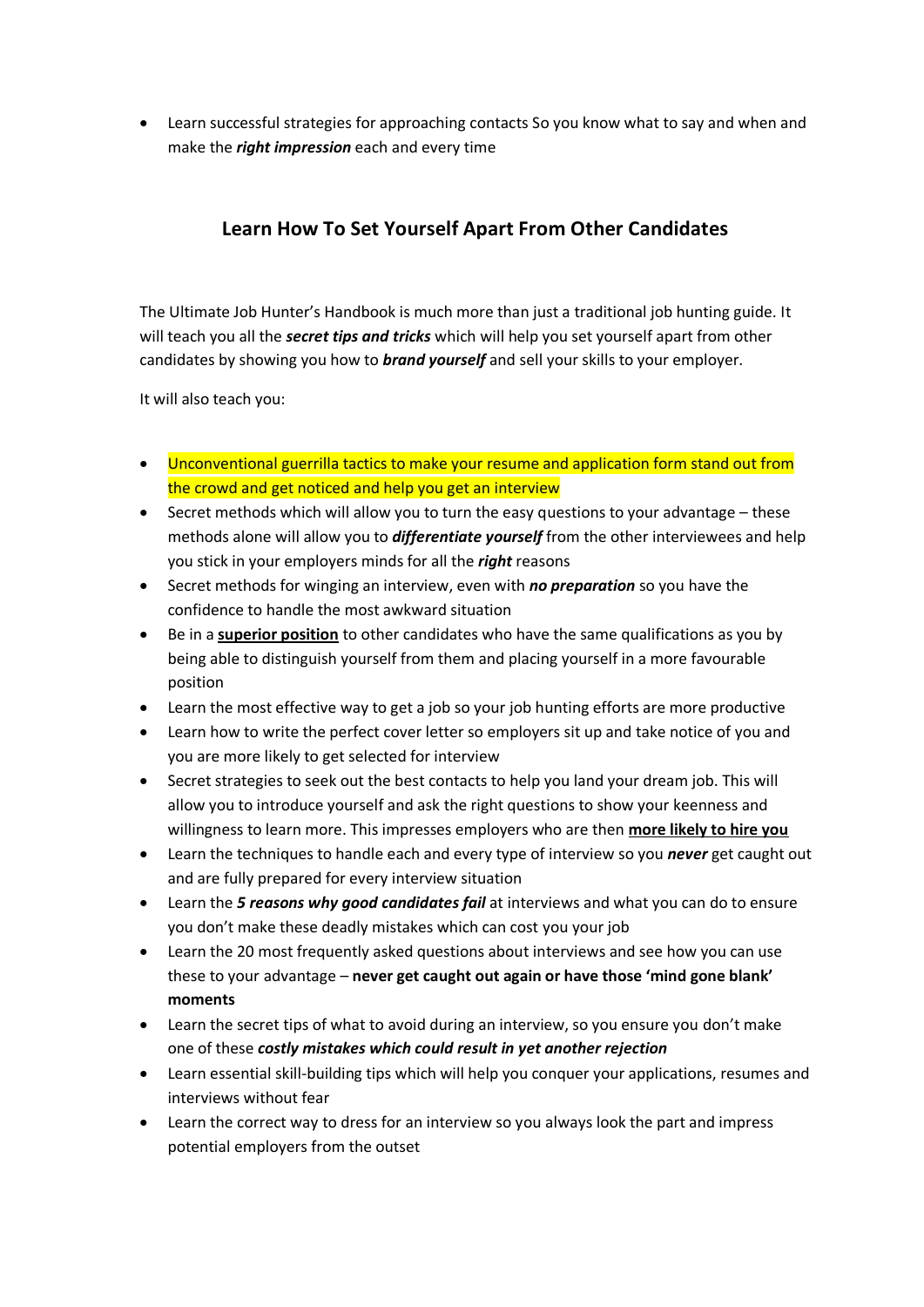- Learn successful strategies for approaching contacts So you know what to say and when and make the ***right impression*** each and every time

## Learn How To Set Yourself Apart From Other Candidates

The Ultimate Job Hunter's Handbook is much more than just a traditional job hunting guide. It will teach you all the ***secret tips and tricks*** which will help you set yourself apart from other candidates by showing you how to ***brand yourself*** and sell your skills to your employer.

It will also teach you:

- Unconventional guerrilla tactics to make your resume and application form stand out from the crowd and get noticed and help you get an interview
- Secret methods which will allow you to turn the easy questions to your advantage – these methods alone will allow you to ***differentiate yourself*** from the other interviewees and help you stick in your employers minds for all the ***right*** reasons
- Secret methods for winging an interview, even with ***no preparation*** so you have the confidence to handle the most awkward situation
- Be in a **superior position** to other candidates who have the same qualifications as you by being able to distinguish yourself from them and placing yourself in a more favourable position
- Learn the most effective way to get a job so your job hunting efforts are more productive
- Learn how to write the perfect cover letter so employers sit up and take notice of you and you are more likely to get selected for interview
- Secret strategies to seek out the best contacts to help you land your dream job. This will allow you to introduce yourself and ask the right questions to show your keenness and willingness to learn more. This impresses employers who are then **more likely to hire you**
- Learn the techniques to handle each and every type of interview so you ***never*** get caught out and are fully prepared for every interview situation
- Learn the ***5 reasons why good candidates fail*** at interviews and what you can do to ensure you don't make these deadly mistakes which can cost you your job
- Learn the 20 most frequently asked questions about interviews and see how you can use these to your advantage – **never get caught out again or have those 'mind gone blank' moments**
- Learn the secret tips of what to avoid during an interview, so you ensure you don't make one of these ***costly mistakes which could result in yet another rejection***
- Learn essential skill-building tips which will help you conquer your applications, resumes and interviews without fear
- Learn the correct way to dress for an interview so you always look the part and impress potential employers from the outset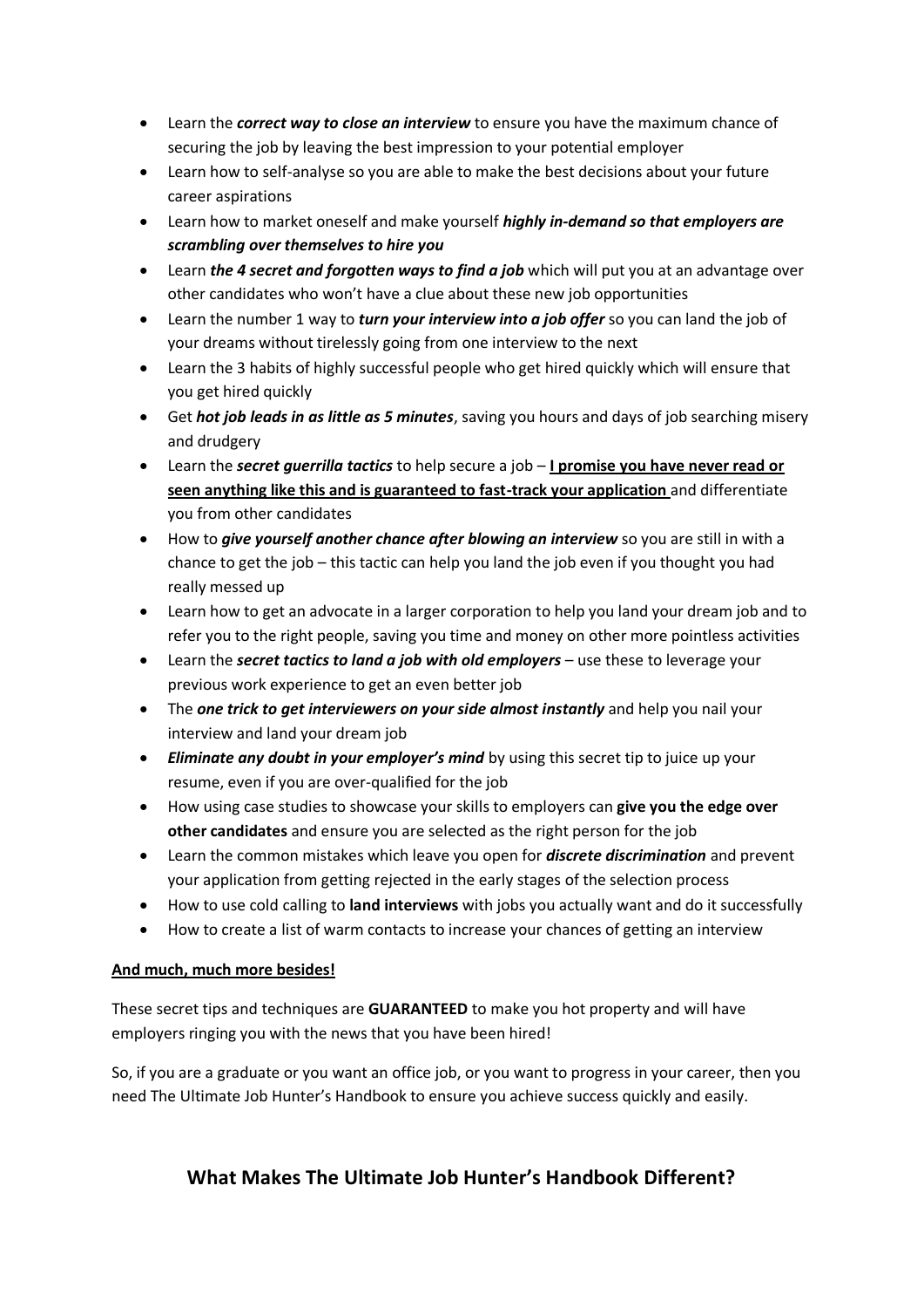- Learn the ***correct way to close an interview*** to ensure you have the maximum chance of securing the job by leaving the best impression to your potential employer
- Learn how to self-analyse so you are able to make the best decisions about your future career aspirations
- Learn how to market oneself and make yourself ***highly in-demand so that employers are scrambling over themselves to hire you***
- Learn ***the 4 secret and forgotten ways to find a job*** which will put you at an advantage over other candidates who won't have a clue about these new job opportunities
- Learn the number 1 way to ***turn your interview into a job offer*** so you can land the job of your dreams without tirelessly going from one interview to the next
- Learn the 3 habits of highly successful people who get hired quickly which will ensure that you get hired quickly
- Get ***hot job leads in as little as 5 minutes***, saving you hours and days of job searching misery and drudgery
- Learn the ***secret guerrilla tactics*** to help secure a job – <u>**I promise you have never read or seen anything like this and is guaranteed to fast-track your application**</u> and differentiate you from other candidates
- How to ***give yourself another chance after blowing an interview*** so you are still in with a chance to get the job – this tactic can help you land the job even if you thought you had really messed up
- Learn how to get an advocate in a larger corporation to help you land your dream job and to refer you to the right people, saving you time and money on other more pointless activities
- Learn the ***secret tactics to land a job with old employers*** – use these to leverage your previous work experience to get an even better job
- The ***one trick to get interviewers on your side almost instantly*** and help you nail your interview and land your dream job
- ***Eliminate any doubt in your employer's mind*** by using this secret tip to juice up your resume, even if you are over-qualified for the job
- How using case studies to showcase your skills to employers can **give you the edge over other candidates** and ensure you are selected as the right person for the job
- Learn the common mistakes which leave you open for ***discrete discrimination*** and prevent your application from getting rejected in the early stages of the selection process
- How to use cold calling to **land interviews** with jobs you actually want and do it successfully
- How to create a list of warm contacts to increase your chances of getting an interview

<u>**And much, much more besides!**</u>

These secret tips and techniques are **GUARANTEED** to make you hot property and will have employers ringing you with the news that you have been hired!

So, if you are a graduate or you want an office job, or you want to progress in your career, then you need The Ultimate Job Hunter's Handbook to ensure you achieve success quickly and easily.

## What Makes The Ultimate Job Hunter's Handbook Different?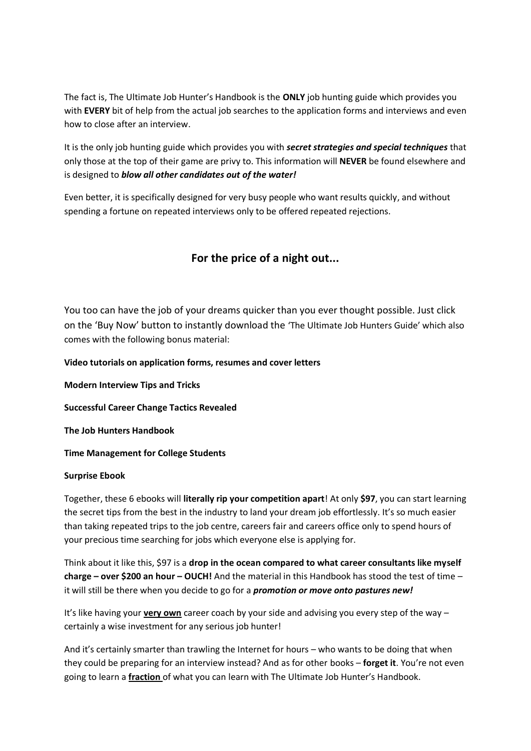The fact is, The Ultimate Job Hunter's Handbook is the **ONLY** job hunting guide which provides you with **EVERY** bit of help from the actual job searches to the application forms and interviews and even how to close after an interview.

It is the only job hunting guide which provides you with ***secret strategies and special techniques*** that only those at the top of their game are privy to. This information will **NEVER** be found elsewhere and is designed to ***blow all other candidates out of the water!***

Even better, it is specifically designed for very busy people who want results quickly, and without spending a fortune on repeated interviews only to be offered repeated rejections.

## For the price of a night out...

You too can have the job of your dreams quicker than you ever thought possible. Just click on the 'Buy Now' button to instantly download the 'The Ultimate Job Hunters Guide' which also comes with the following bonus material:

**Video tutorials on application forms, resumes and cover letters**

**Modern Interview Tips and Tricks**

**Successful Career Change Tactics Revealed**

**The Job Hunters Handbook**

**Time Management for College Students**

**Surprise Ebook**

Together, these 6 ebooks will **literally rip your competition apart**! At only **$97**, you can start learning the secret tips from the best in the industry to land your dream job effortlessly. It's so much easier than taking repeated trips to the job centre, careers fair and careers office only to spend hours of your precious time searching for jobs which everyone else is applying for.

Think about it like this, $97 is a **drop in the ocean compared to what career consultants like myself charge – over $200 an hour – OUCH!** And the material in this Handbook has stood the test of time – it will still be there when you decide to go for a ***promotion or move onto pastures new!***

It's like having your <u>**very own**</u> career coach by your side and advising you every step of the way – certainly a wise investment for any serious job hunter!

And it's certainly smarter than trawling the Internet for hours – who wants to be doing that when they could be preparing for an interview instead? And as for other books – **forget it**. You're not even going to learn a <u>**fraction**</u> of what you can learn with The Ultimate Job Hunter's Handbook.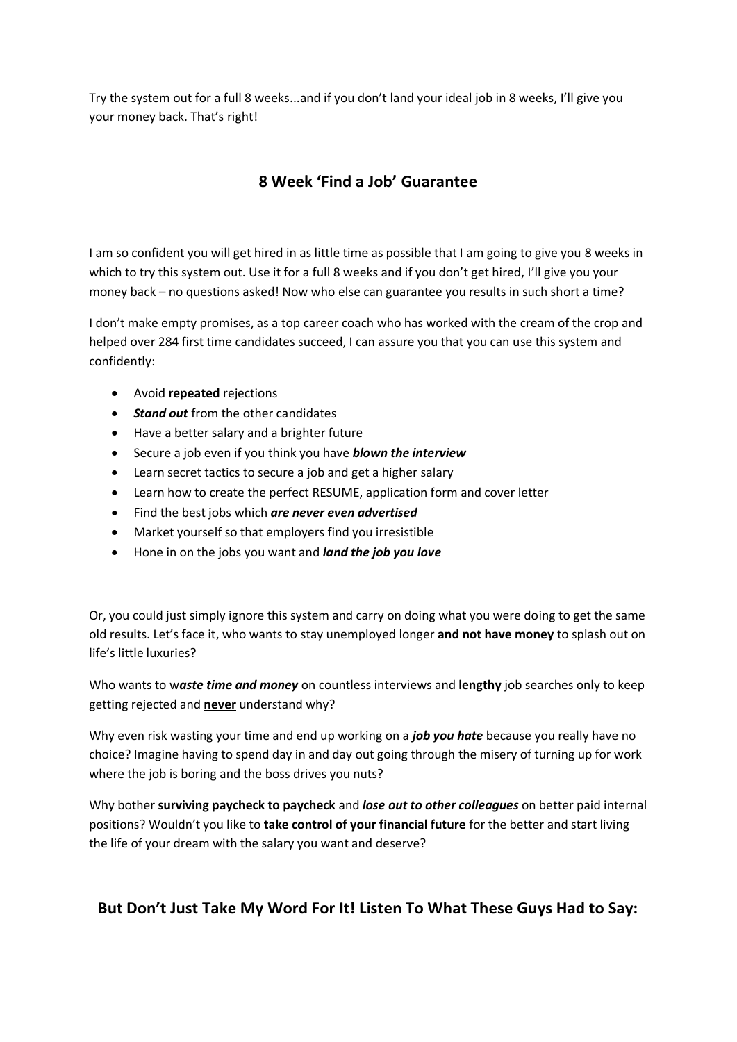Try the system out for a full 8 weeks...and if you don't land your ideal job in 8 weeks, I'll give you your money back. That's right!

## 8 Week 'Find a Job' Guarantee

I am so confident you will get hired in as little time as possible that I am going to give you 8 weeks in which to try this system out. Use it for a full 8 weeks and if you don't get hired, I'll give you your money back – no questions asked! Now who else can guarantee you results in such short a time?

I don't make empty promises, as a top career coach who has worked with the cream of the crop and helped over 284 first time candidates succeed, I can assure you that you can use this system and confidently:

- Avoid **repeated** rejections
- ***Stand out*** from the other candidates
- Have a better salary and a brighter future
- Secure a job even if you think you have ***blown the interview***
- Learn secret tactics to secure a job and get a higher salary
- Learn how to create the perfect RESUME, application form and cover letter
- Find the best jobs which ***are never even advertised***
- Market yourself so that employers find you irresistible
- Hone in on the jobs you want and ***land the job you love***

Or, you could just simply ignore this system and carry on doing what you were doing to get the same old results. Let's face it, who wants to stay unemployed longer **and not have money** to splash out on life's little luxuries?

Who wants to w***aste time and money*** on countless interviews and **lengthy** job searches only to keep getting rejected and <u>**never**</u> understand why?

Why even risk wasting your time and end up working on a ***job you hate*** because you really have no choice? Imagine having to spend day in and day out going through the misery of turning up for work where the job is boring and the boss drives you nuts?

Why bother **surviving paycheck to paycheck** and *lose out to other colleagues* on better paid internal positions? Wouldn't you like to **take control of your financial future** for the better and start living the life of your dream with the salary you want and deserve?

## But Don't Just Take My Word For It! Listen To What These Guys Had to Say: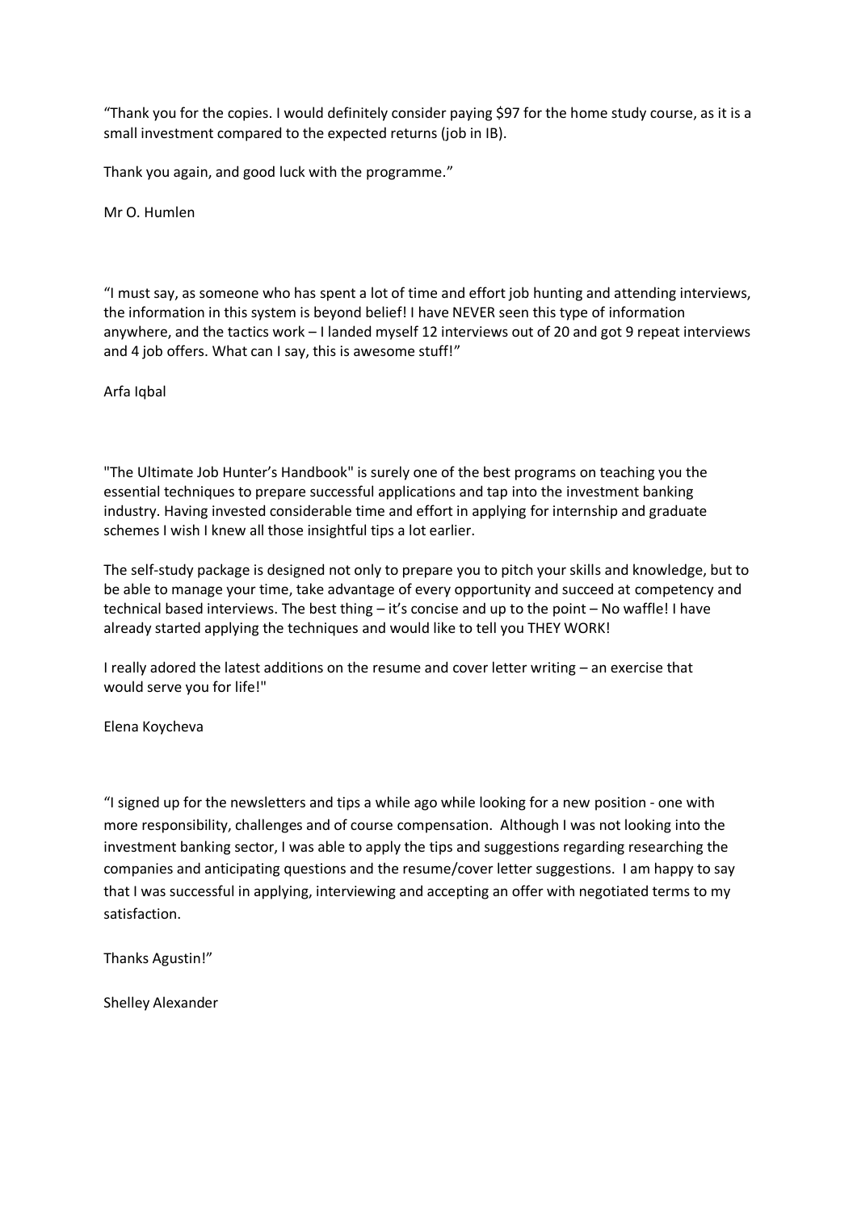"Thank you for the copies. I would definitely consider paying $97 for the home study course, as it is a small investment compared to the expected returns (job in IB).

Thank you again, and good luck with the programme."

Mr O. Humlen

"I must say, as someone who has spent a lot of time and effort job hunting and attending interviews, the information in this system is beyond belief! I have NEVER seen this type of information anywhere, and the tactics work – I landed myself 12 interviews out of 20 and got 9 repeat interviews and 4 job offers. What can I say, this is awesome stuff!"

Arfa Iqbal

"The Ultimate Job Hunter's Handbook" is surely one of the best programs on teaching you the essential techniques to prepare successful applications and tap into the investment banking industry. Having invested considerable time and effort in applying for internship and graduate schemes I wish I knew all those insightful tips a lot earlier.

The self-study package is designed not only to prepare you to pitch your skills and knowledge, but to be able to manage your time, take advantage of every opportunity and succeed at competency and technical based interviews. The best thing – it's concise and up to the point – No waffle! I have already started applying the techniques and would like to tell you THEY WORK!

I really adored the latest additions on the resume and cover letter writing – an exercise that would serve you for life!"

Elena Koycheva

"I signed up for the newsletters and tips a while ago while looking for a new position - one with more responsibility, challenges and of course compensation. Although I was not looking into the investment banking sector, I was able to apply the tips and suggestions regarding researching the companies and anticipating questions and the resume/cover letter suggestions. I am happy to say that I was successful in applying, interviewing and accepting an offer with negotiated terms to my satisfaction.

Thanks Agustin!"

Shelley Alexander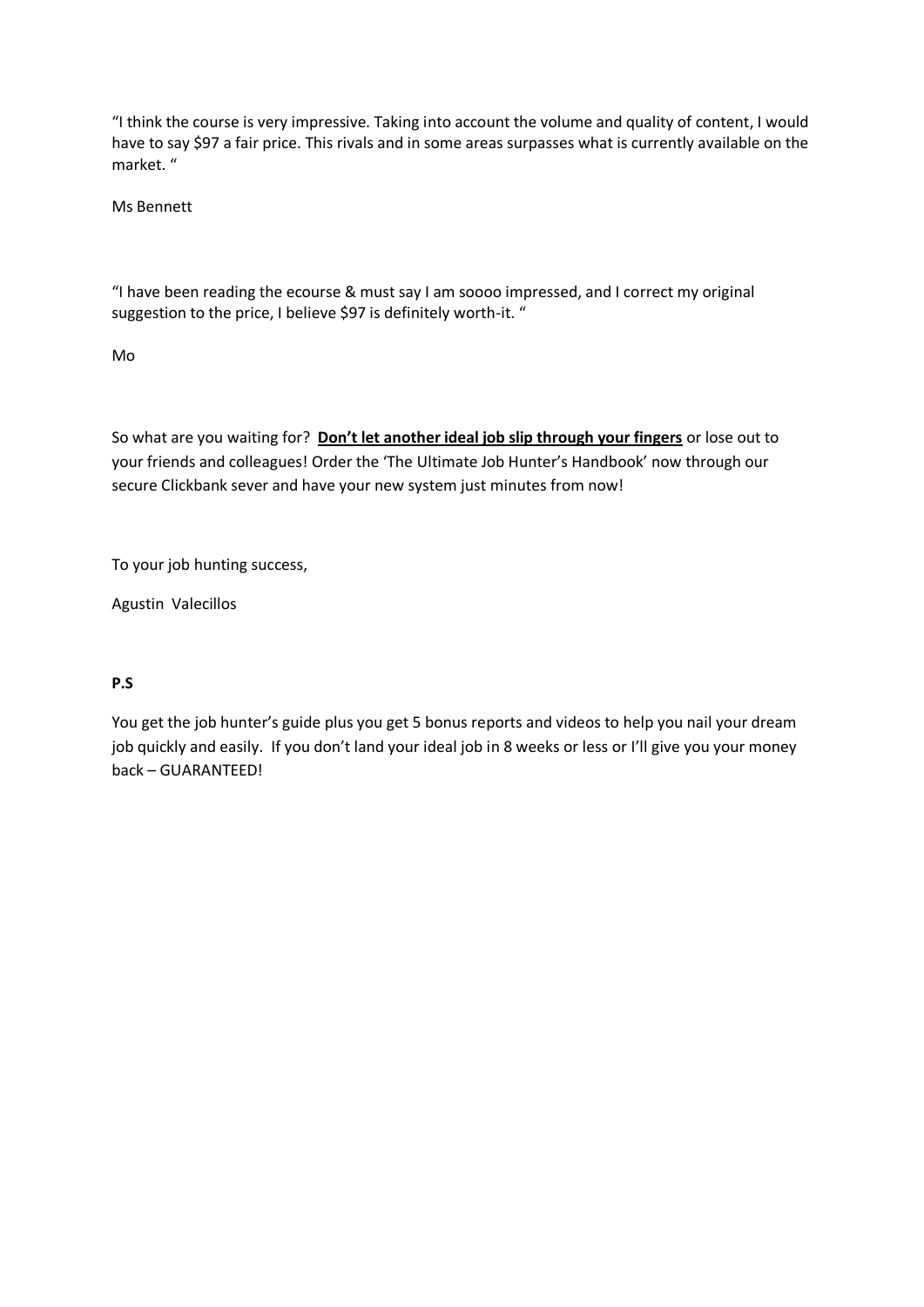"I think the course is very impressive. Taking into account the volume and quality of content, I would have to say $97 a fair price. This rivals and in some areas surpasses what is currently available on the market. "

Ms Bennett

"I have been reading the ecourse & must say I am soooo impressed, and I correct my original suggestion to the price, I believe $97 is definitely worth-it. "

Mo

So what are you waiting for? **<u>Don't let another ideal job slip through your fingers</u>** or lose out to your friends and colleagues! Order the 'The Ultimate Job Hunter's Handbook' now through our secure Clickbank sever and have your new system just minutes from now!

To your job hunting success,

Agustin Valecillos

**P.S**

You get the job hunter's guide plus you get 5 bonus reports and videos to help you nail your dream job quickly and easily. If you don't land your ideal job in 8 weeks or less or I'll give you your money back – GUARANTEED!